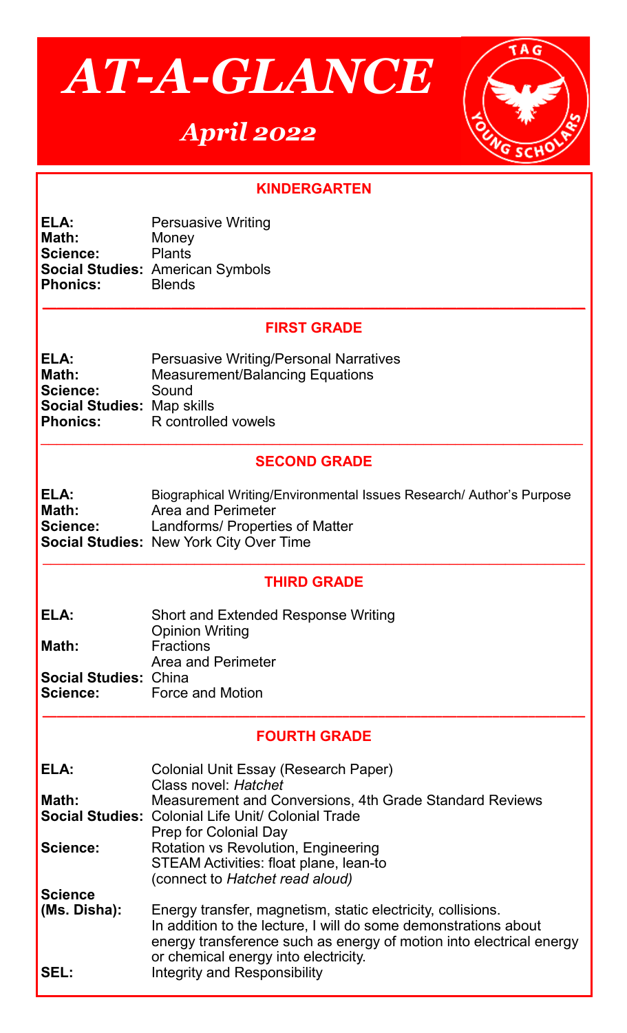# AT-A-GLANCE

## *April 2022*

TAG YOUNG SCHOLARS

### KINDERGARTEN

**ELA:** Persuasive Writing
**Math:** Money
**Science:** Plants
**Social Studies:** American Symbols
**Phonics:** Blends

---

### FIRST GRADE

**ELA:** Persuasive Writing/Personal Narratives
**Math:** Measurement/Balancing Equations
**Science:** Sound
**Social Studies:** Map skills
**Phonics:** R controlled vowels

---

### SECOND GRADE

**ELA:** Biographical Writing/Environmental Issues Research/ Author's Purpose
**Math:** Area and Perimeter
**Science:** Landforms/ Properties of Matter
**Social Studies:** New York City Over Time

---

### THIRD GRADE

**ELA:** Short and Extended Response Writing
Opinion Writing
**Math:** Fractions
Area and Perimeter
**Social Studies:** China
**Science:** Force and Motion

---

### FOURTH GRADE

**ELA:** Colonial Unit Essay (Research Paper)
Class novel: *Hatchet*
**Math:** Measurement and Conversions, 4th Grade Standard Reviews
**Social Studies:** Colonial Life Unit/ Colonial Trade
Prep for Colonial Day
**Science:** Rotation vs Revolution, Engineering
STEAM Activities: float plane, lean-to
(connect to *Hatchet read aloud)*
**Science (Ms. Disha):** Energy transfer, magnetism, static electricity, collisions.
In addition to the lecture, I will do some demonstrations about energy transference such as energy of motion into electrical energy or chemical energy into electricity.
**SEL:** Integrity and Responsibility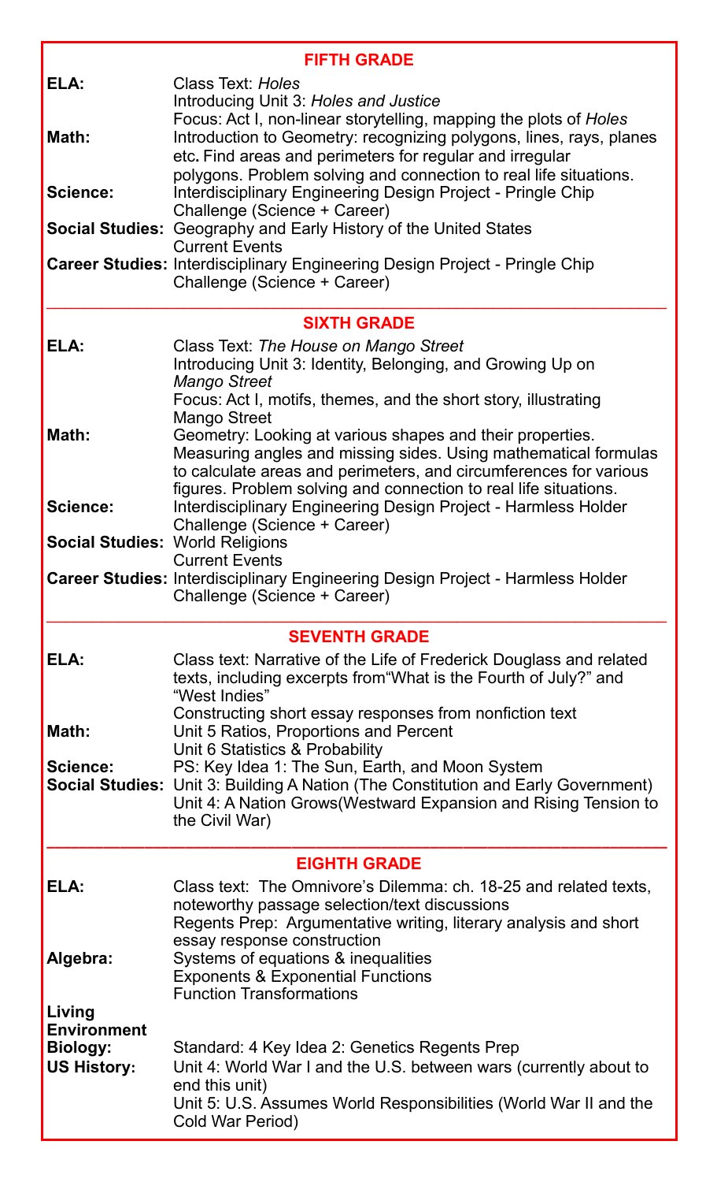## FIFTH GRADE

| | |
|---|---|
| **ELA:** | Class Text: *Holes*<br>Introducing Unit 3: *Holes and Justice*<br>Focus: Act I, non-linear storytelling, mapping the plots of *Holes* |
| **Math:** | Introduction to Geometry: recognizing polygons, lines, rays, planes etc**.** Find areas and perimeters for regular and irregular polygons. Problem solving and connection to real life situations. |
| **Science:** | Interdisciplinary Engineering Design Project - Pringle Chip Challenge (Science + Career) |
| **Social Studies:** | Geography and Early History of the United States<br>Current Events |
| **Career Studies:** | Interdisciplinary Engineering Design Project - Pringle Chip Challenge (Science + Career) |

## SIXTH GRADE

| | |
|---|---|
| **ELA:** | Class Text: *The House on Mango Street*<br>Introducing Unit 3: Identity, Belonging, and Growing Up on *Mango Street*<br>Focus: Act I, motifs, themes, and the short story, illustrating Mango Street |
| **Math:** | Geometry: Looking at various shapes and their properties. Measuring angles and missing sides. Using mathematical formulas to calculate areas and perimeters, and circumferences for various figures. Problem solving and connection to real life situations. |
| **Science:** | Interdisciplinary Engineering Design Project - Harmless Holder Challenge (Science + Career) |
| **Social Studies:** | World Religions<br>Current Events |
| **Career Studies:** | Interdisciplinary Engineering Design Project - Harmless Holder Challenge (Science + Career) |

## SEVENTH GRADE

| | |
|---|---|
| **ELA:** | Class text: Narrative of the Life of Frederick Douglass and related texts, including excerpts from"What is the Fourth of July?" and "West Indies"<br>Constructing short essay responses from nonfiction text |
| **Math:** | Unit 5 Ratios, Proportions and Percent<br>Unit 6 Statistics & Probability |
| **Science:** | PS: Key Idea 1: The Sun, Earth, and Moon System |
| **Social Studies:** | Unit 3: Building A Nation (The Constitution and Early Government)<br>Unit 4: A Nation Grows(Westward Expansion and Rising Tension to the Civil War) |

## EIGHTH GRADE

| | |
|---|---|
| **ELA:** | Class text: The Omnivore's Dilemma: ch. 18-25 and related texts, noteworthy passage selection/text discussions<br>Regents Prep: Argumentative writing, literary analysis and short essay response construction |
| **Algebra:** | Systems of equations & inequalities<br>Exponents & Exponential Functions<br>Function Transformations |
| **Living Environment Biology:** | Standard: 4 Key Idea 2: Genetics Regents Prep |
| **US History:** | Unit 4: World War I and the U.S. between wars (currently about to end this unit)<br>Unit 5: U.S. Assumes World Responsibilities (World War II and the Cold War Period) |